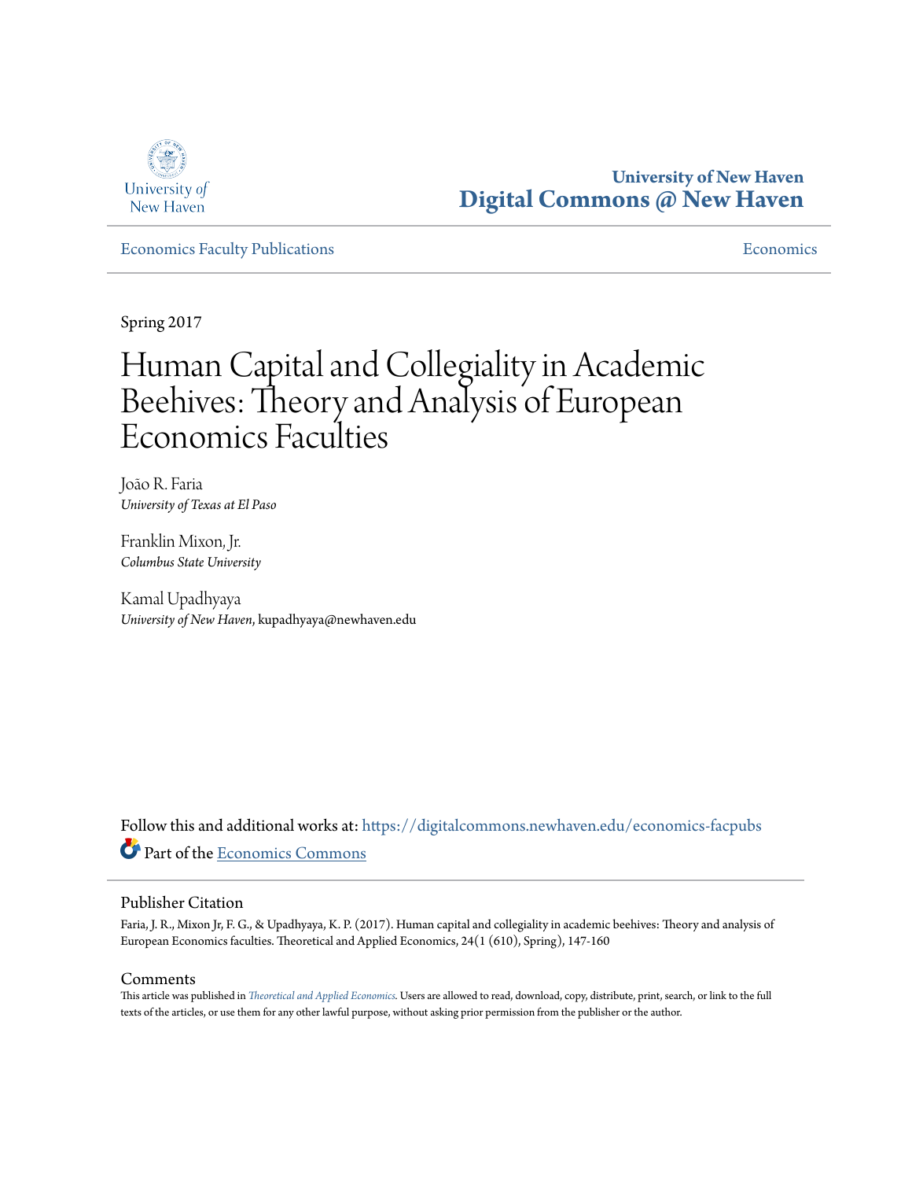University of New Haven
Digital Commons @ New Haven

Economics Faculty Publications | Economics

Spring 2017

# Human Capital and Collegiality in Academic Beehives: Theory and Analysis of European Economics Faculties

João R. Faria
*University of Texas at El Paso*

Franklin Mixon, Jr.
*Columbus State University*

Kamal Upadhyaya
*University of New Haven*, kupadhyaya@newhaven.edu

Follow this and additional works at: https://digitalcommons.newhaven.edu/economics-facpubs

Part of the Economics Commons

## Publisher Citation

Faria, J. R., Mixon Jr, F. G., & Upadhyaya, K. P. (2017). Human capital and collegiality in academic beehives: Theory and analysis of European Economics faculties. Theoretical and Applied Economics, 24(1 (610), Spring), 147-160

## Comments

This article was published in *Theoretical and Applied Economics*. Users are allowed to read, download, copy, distribute, print, search, or link to the full texts of the articles, or use them for any other lawful purpose, without asking prior permission from the publisher or the author.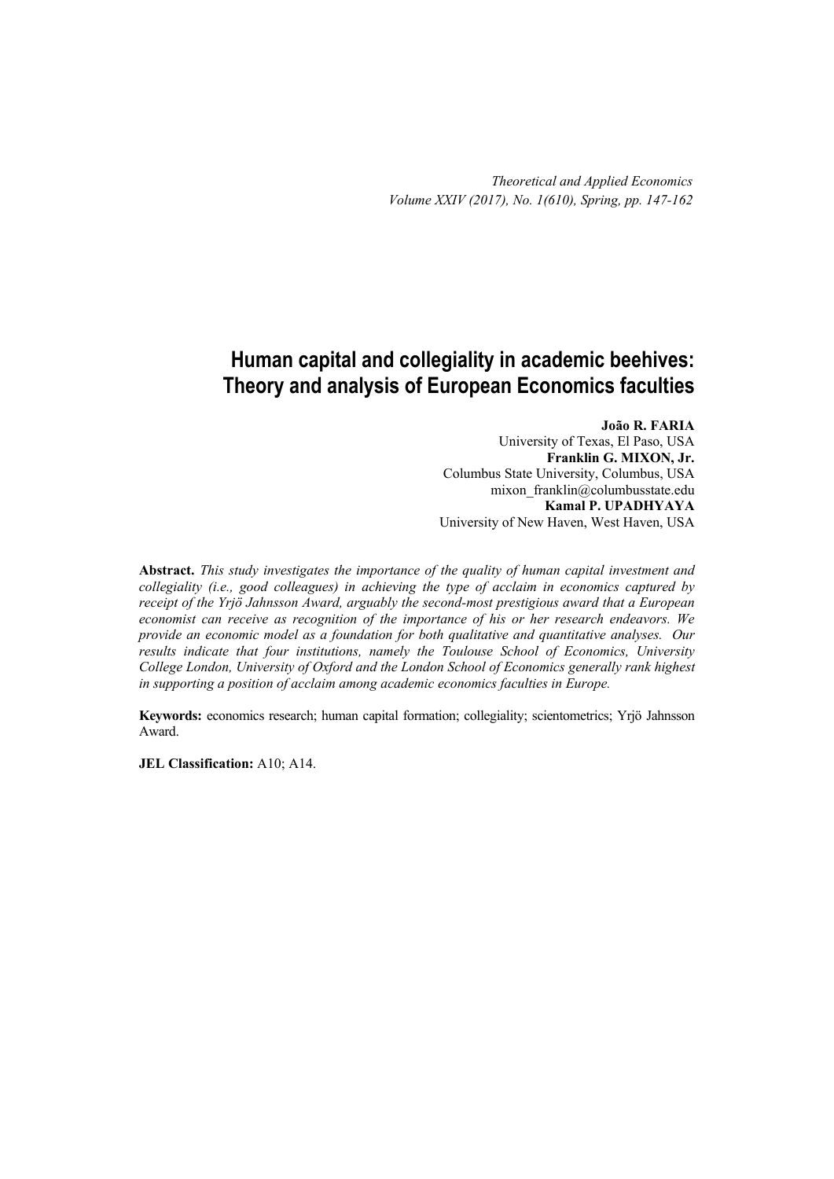# Human capital and collegiality in academic beehives: Theory and analysis of European Economics faculties

**João R. FARIA**
University of Texas, El Paso, USA
**Franklin G. MIXON, Jr.**
Columbus State University, Columbus, USA
mixon_franklin@columbusstate.edu
**Kamal P. UPADHYAYA**
University of New Haven, West Haven, USA

**Abstract.** *This study investigates the importance of the quality of human capital investment and collegiality (i.e., good colleagues) in achieving the type of acclaim in economics captured by receipt of the Yrjö Jahnsson Award, arguably the second-most prestigious award that a European economist can receive as recognition of the importance of his or her research endeavors. We provide an economic model as a foundation for both qualitative and quantitative analyses. Our results indicate that four institutions, namely the Toulouse School of Economics, University College London, University of Oxford and the London School of Economics generally rank highest in supporting a position of acclaim among academic economics faculties in Europe.*

**Keywords:** economics research; human capital formation; collegiality; scientometrics; Yrjö Jahnsson Award.

**JEL Classification:** A10; A14.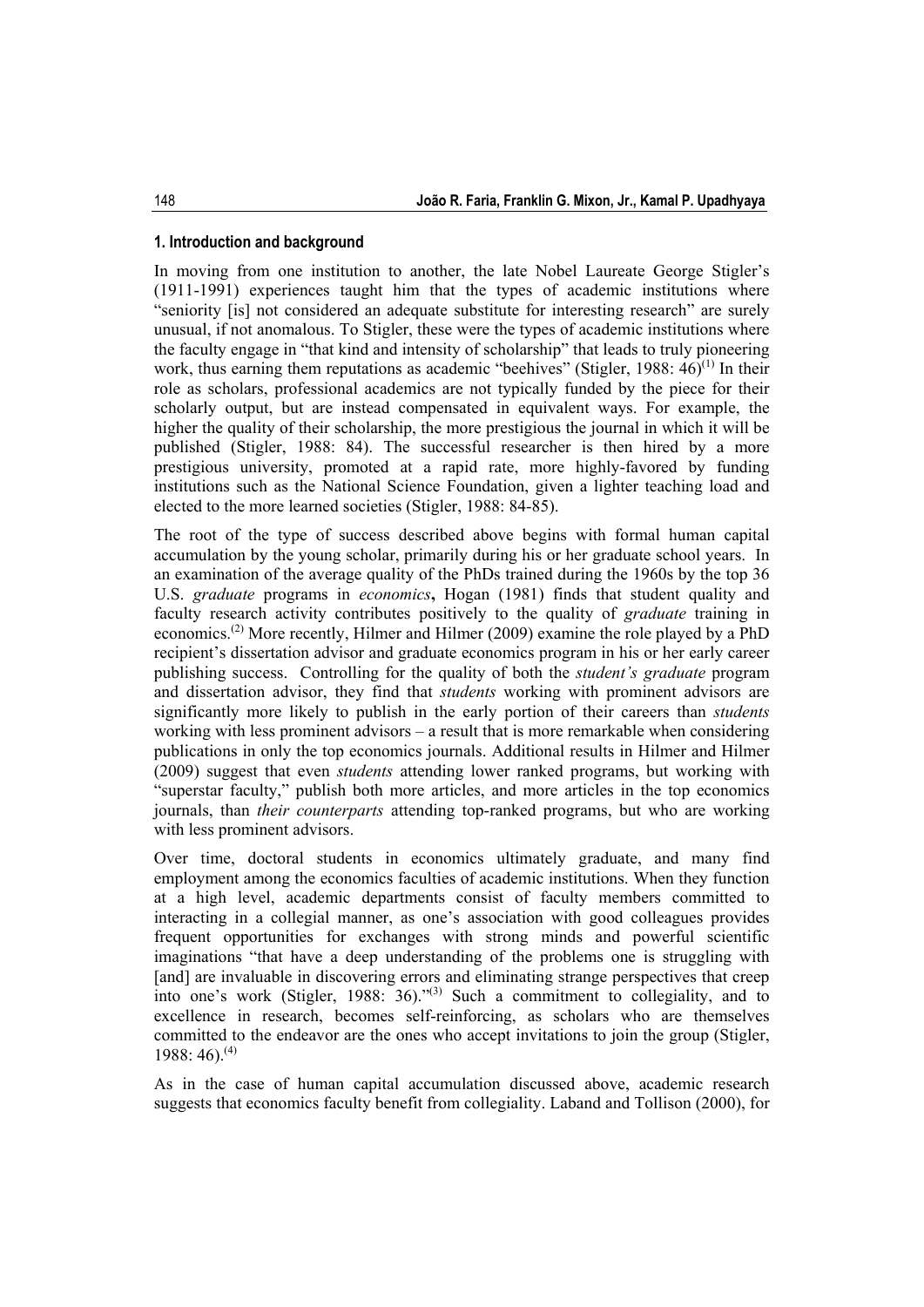## 1. Introduction and background

In moving from one institution to another, the late Nobel Laureate George Stigler's (1911-1991) experiences taught him that the types of academic institutions where "seniority [is] not considered an adequate substitute for interesting research" are surely unusual, if not anomalous. To Stigler, these were the types of academic institutions where the faculty engage in "that kind and intensity of scholarship" that leads to truly pioneering work, thus earning them reputations as academic "beehives" (Stigler, 1988: 46)[(1)] In their role as scholars, professional academics are not typically funded by the piece for their scholarly output, but are instead compensated in equivalent ways. For example, the higher the quality of their scholarship, the more prestigious the journal in which it will be published (Stigler, 1988: 84). The successful researcher is then hired by a more prestigious university, promoted at a rapid rate, more highly-favored by funding institutions such as the National Science Foundation, given a lighter teaching load and elected to the more learned societies (Stigler, 1988: 84-85).

The root of the type of success described above begins with formal human capital accumulation by the young scholar, primarily during his or her graduate school years. In an examination of the average quality of the PhDs trained during the 1960s by the top 36 U.S. *graduate* programs in *economics*, Hogan (1981) finds that student quality and faculty research activity contributes positively to the quality of *graduate* training in economics.[(2)] More recently, Hilmer and Hilmer (2009) examine the role played by a PhD recipient's dissertation advisor and graduate economics program in his or her early career publishing success. Controlling for the quality of both the *student's graduate* program and dissertation advisor, they find that *students* working with prominent advisors are significantly more likely to publish in the early portion of their careers than *students* working with less prominent advisors – a result that is more remarkable when considering publications in only the top economics journals. Additional results in Hilmer and Hilmer (2009) suggest that even *students* attending lower ranked programs, but working with "superstar faculty," publish both more articles, and more articles in the top economics journals, than *their counterparts* attending top-ranked programs, but who are working with less prominent advisors.

Over time, doctoral students in economics ultimately graduate, and many find employment among the economics faculties of academic institutions. When they function at a high level, academic departments consist of faculty members committed to interacting in a collegial manner, as one's association with good colleagues provides frequent opportunities for exchanges with strong minds and powerful scientific imaginations "that have a deep understanding of the problems one is struggling with [and] are invaluable in discovering errors and eliminating strange perspectives that creep into one's work (Stigler, 1988: 36)."[(3)] Such a commitment to collegiality, and to excellence in research, becomes self-reinforcing, as scholars who are themselves committed to the endeavor are the ones who accept invitations to join the group (Stigler, 1988: 46).[(4)]

As in the case of human capital accumulation discussed above, academic research suggests that economics faculty benefit from collegiality. Laband and Tollison (2000), for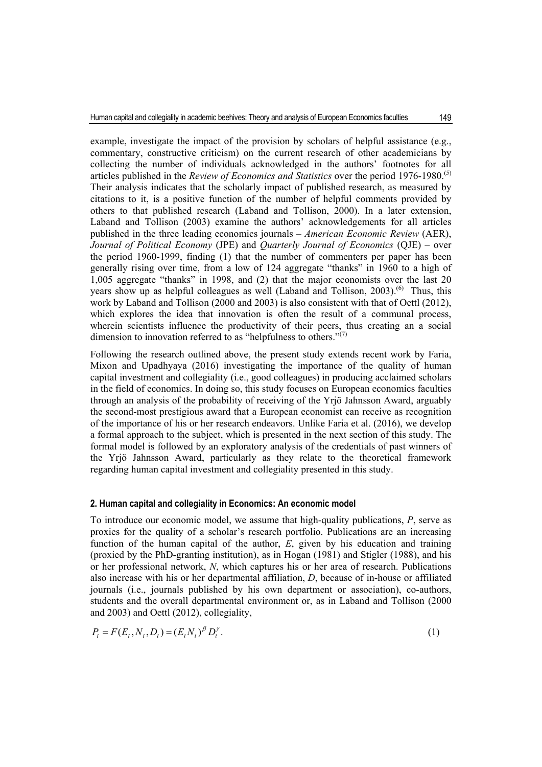example, investigate the impact of the provision by scholars of helpful assistance (e.g., commentary, constructive criticism) on the current research of other academicians by collecting the number of individuals acknowledged in the authors' footnotes for all articles published in the *Review of Economics and Statistics* over the period 1976-1980.[5] Their analysis indicates that the scholarly impact of published research, as measured by citations to it, is a positive function of the number of helpful comments provided by others to that published research (Laband and Tollison, 2000). In a later extension, Laband and Tollison (2003) examine the authors' acknowledgements for all articles published in the three leading economics journals – *American Economic Review* (AER), *Journal of Political Economy* (JPE) and *Quarterly Journal of Economics* (QJE) – over the period 1960-1999, finding (1) that the number of commenters per paper has been generally rising over time, from a low of 124 aggregate "thanks" in 1960 to a high of 1,005 aggregate "thanks" in 1998, and (2) that the major economists over the last 20 years show up as helpful colleagues as well (Laband and Tollison, 2003).[6] Thus, this work by Laband and Tollison (2000 and 2003) is also consistent with that of Oettl (2012), which explores the idea that innovation is often the result of a communal process, wherein scientists influence the productivity of their peers, thus creating an a social dimension to innovation referred to as "helpfulness to others."[7]

Following the research outlined above, the present study extends recent work by Faria, Mixon and Upadhyaya (2016) investigating the importance of the quality of human capital investment and collegiality (i.e., good colleagues) in producing acclaimed scholars in the field of economics. In doing so, this study focuses on European economics faculties through an analysis of the probability of receiving of the Yrjö Jahnsson Award, arguably the second-most prestigious award that a European economist can receive as recognition of the importance of his or her research endeavors. Unlike Faria et al. (2016), we develop a formal approach to the subject, which is presented in the next section of this study. The formal model is followed by an exploratory analysis of the credentials of past winners of the Yrjö Jahnsson Award, particularly as they relate to the theoretical framework regarding human capital investment and collegiality presented in this study.

## 2. Human capital and collegiality in Economics: An economic model

To introduce our economic model, we assume that high-quality publications, $P$, serve as proxies for the quality of a scholar's research portfolio. Publications are an increasing function of the human capital of the author, $E$, given by his education and training (proxied by the PhD-granting institution), as in Hogan (1981) and Stigler (1988), and his or her professional network, $N$, which captures his or her area of research. Publications also increase with his or her departmental affiliation, $D$, because of in-house or affiliated journals (i.e., journals published by his own department or association), co-authors, students and the overall departmental environment or, as in Laband and Tollison (2000 and 2003) and Oettl (2012), collegiality,

$$P_t = F(E_t, N_t, D_t) = (E_t N_t)^{\beta} D_t^{\gamma}. \tag{1}$$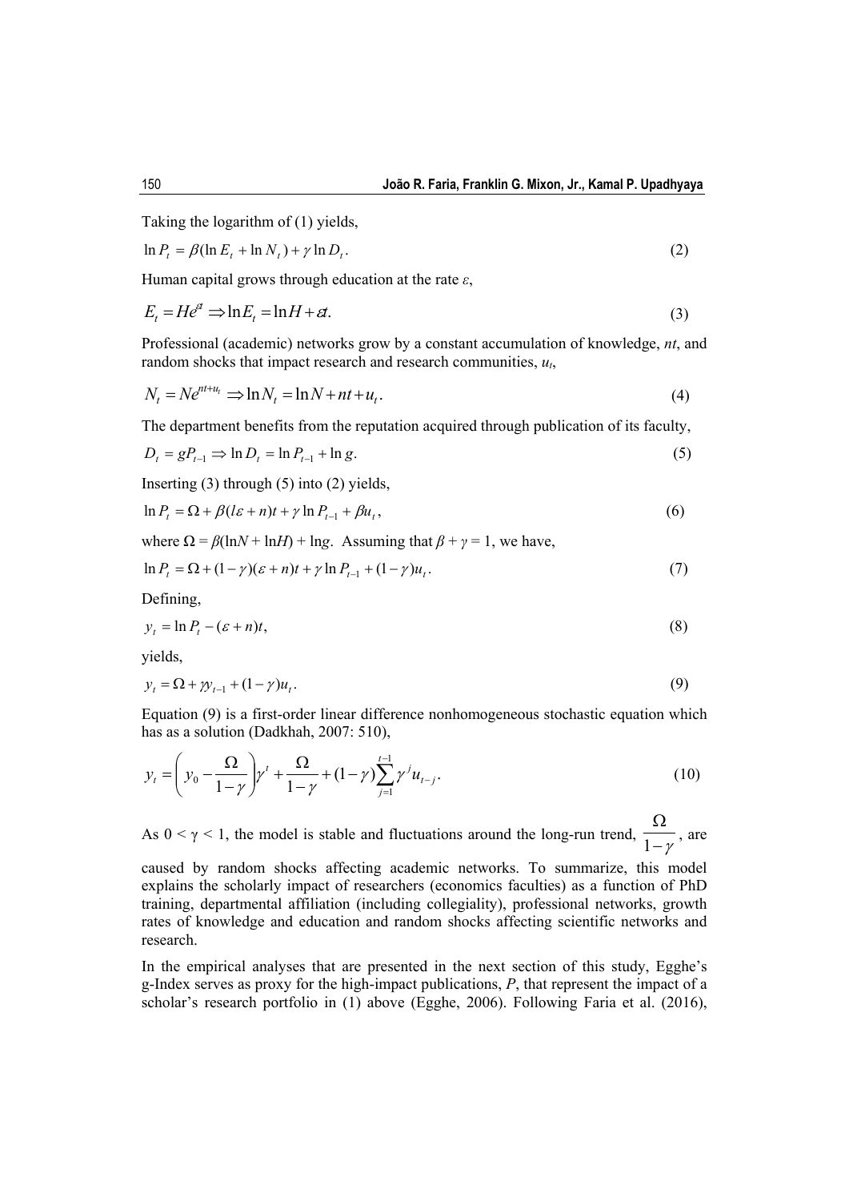Taking the logarithm of (1) yields,

$$\ln P_t = \beta(\ln E_t + \ln N_t) + \gamma \ln D_t. \tag{2}$$

Human capital grows through education at the rate $\varepsilon$,

$$E_t = He^{\varepsilon t} \Rightarrow \ln E_t = \ln H + \varepsilon t. \tag{3}$$

Professional (academic) networks grow by a constant accumulation of knowledge, $nt$, and random shocks that impact research and research communities, $u_t$,

$$N_t = Ne^{nt+u_t} \Rightarrow \ln N_t = \ln N + nt + u_t. \tag{4}$$

The department benefits from the reputation acquired through publication of its faculty,

$$D_t = gP_{t-1} \Rightarrow \ln D_t = \ln P_{t-1} + \ln g. \tag{5}$$

Inserting (3) through (5) into (2) yields,

$$\ln P_t = \Omega + \beta(l\varepsilon + n)t + \gamma \ln P_{t-1} + \beta u_t, \tag{6}$$

where $\Omega = \beta(\ln N + \ln H) + \ln g$. Assuming that $\beta + \gamma = 1$, we have,

$$\ln P_t = \Omega + (1-\gamma)(\varepsilon + n)t + \gamma \ln P_{t-1} + (1-\gamma)u_t. \tag{7}$$

Defining,

$$y_t = \ln P_t - (\varepsilon + n)t, \tag{8}$$

yields,

$$y_t = \Omega + \gamma y_{t-1} + (1-\gamma)u_t. \tag{9}$$

Equation (9) is a first-order linear difference nonhomogeneous stochastic equation which has as a solution (Dadkhah, 2007: 510),

$$y_t = \left(y_0 - \frac{\Omega}{1-\gamma}\right)\gamma^t + \frac{\Omega}{1-\gamma} + (1-\gamma)\sum_{j=1}^{t-1}\gamma^j u_{t-j}. \tag{10}$$

As $0 < \gamma < 1$, the model is stable and fluctuations around the long-run trend, $\frac{\Omega}{1-\gamma}$, are caused by random shocks affecting academic networks. To summarize, this model explains the scholarly impact of researchers (economics faculties) as a function of PhD training, departmental affiliation (including collegiality), professional networks, growth rates of knowledge and education and random shocks affecting scientific networks and research.

In the empirical analyses that are presented in the next section of this study, Egghe's g-Index serves as proxy for the high-impact publications, $P$, that represent the impact of a scholar's research portfolio in (1) above (Egghe, 2006). Following Faria et al. (2016),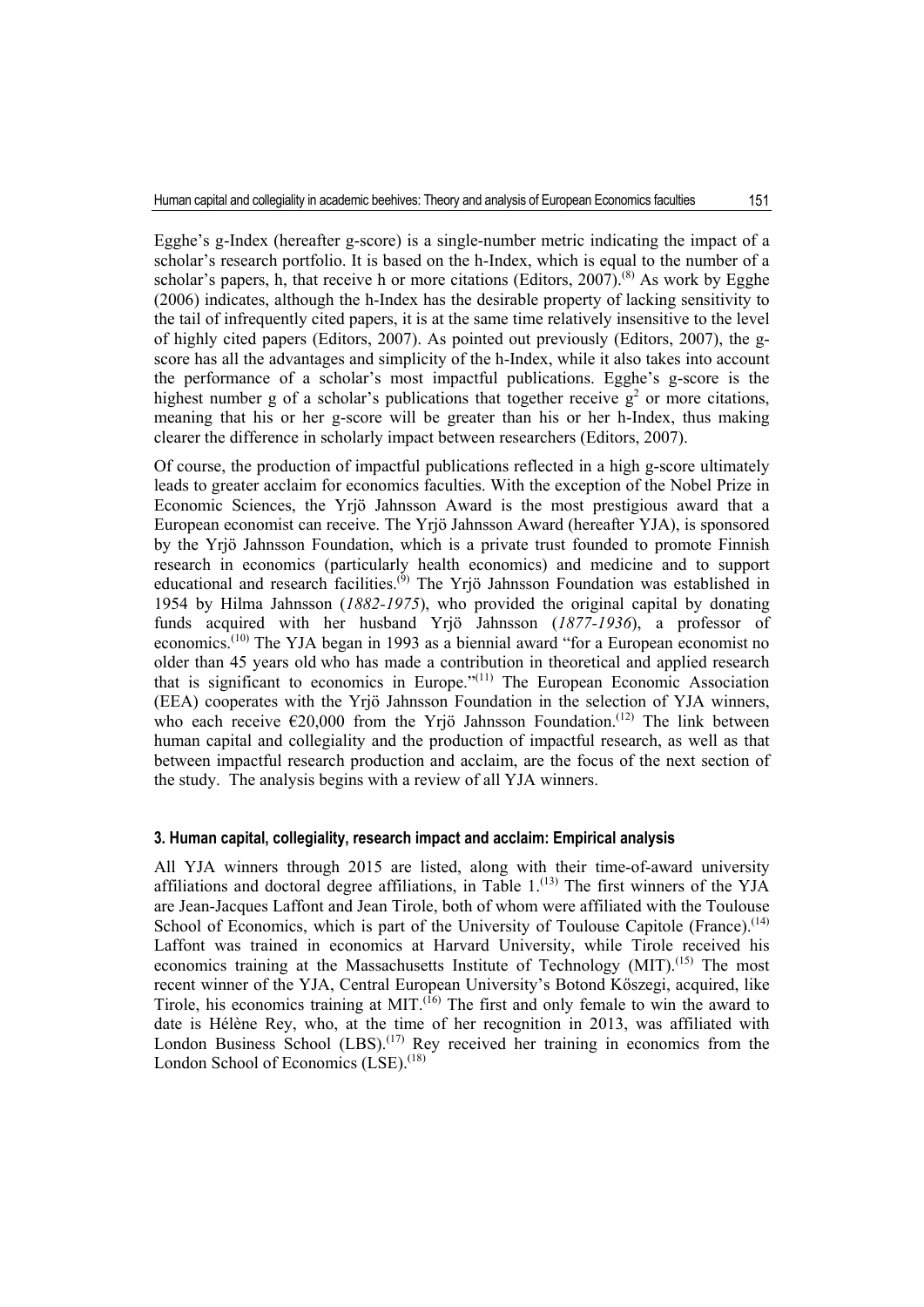Egghe's g-Index (hereafter g-score) is a single-number metric indicating the impact of a scholar's research portfolio. It is based on the h-Index, which is equal to the number of a scholar's papers, h, that receive h or more citations (Editors, 2007).[8] As work by Egghe (2006) indicates, although the h-Index has the desirable property of lacking sensitivity to the tail of infrequently cited papers, it is at the same time relatively insensitive to the level of highly cited papers (Editors, 2007). As pointed out previously (Editors, 2007), the g-score has all the advantages and simplicity of the h-Index, while it also takes into account the performance of a scholar's most impactful publications. Egghe's g-score is the highest number g of a scholar's publications that together receive $g^2$ or more citations, meaning that his or her g-score will be greater than his or her h-Index, thus making clearer the difference in scholarly impact between researchers (Editors, 2007).

Of course, the production of impactful publications reflected in a high g-score ultimately leads to greater acclaim for economics faculties. With the exception of the Nobel Prize in Economic Sciences, the Yrjö Jahnsson Award is the most prestigious award that a European economist can receive. The Yrjö Jahnsson Award (hereafter YJA), is sponsored by the Yrjö Jahnsson Foundation, which is a private trust founded to promote Finnish research in economics (particularly health economics) and medicine and to support educational and research facilities.[9] The Yrjö Jahnsson Foundation was established in 1954 by Hilma Jahnsson (*1882-1975*), who provided the original capital by donating funds acquired with her husband Yrjö Jahnsson (*1877-1936*), a professor of economics.[10] The YJA began in 1993 as a biennial award "for a European economist no older than 45 years old who has made a contribution in theoretical and applied research that is significant to economics in Europe."[11] The European Economic Association (EEA) cooperates with the Yrjö Jahnsson Foundation in the selection of YJA winners, who each receive €20,000 from the Yrjö Jahnsson Foundation.[12] The link between human capital and collegiality and the production of impactful research, as well as that between impactful research production and acclaim, are the focus of the next section of the study. The analysis begins with a review of all YJA winners.

## 3. Human capital, collegiality, research impact and acclaim: Empirical analysis

All YJA winners through 2015 are listed, along with their time-of-award university affiliations and doctoral degree affiliations, in Table 1.[13] The first winners of the YJA are Jean-Jacques Laffont and Jean Tirole, both of whom were affiliated with the Toulouse School of Economics, which is part of the University of Toulouse Capitole (France).[14] Laffont was trained in economics at Harvard University, while Tirole received his economics training at the Massachusetts Institute of Technology (MIT).[15] The most recent winner of the YJA, Central European University's Botond Kőszegi, acquired, like Tirole, his economics training at MIT.[16] The first and only female to win the award to date is Hélène Rey, who, at the time of her recognition in 2013, was affiliated with London Business School (LBS).[17] Rey received her training in economics from the London School of Economics (LSE).[18]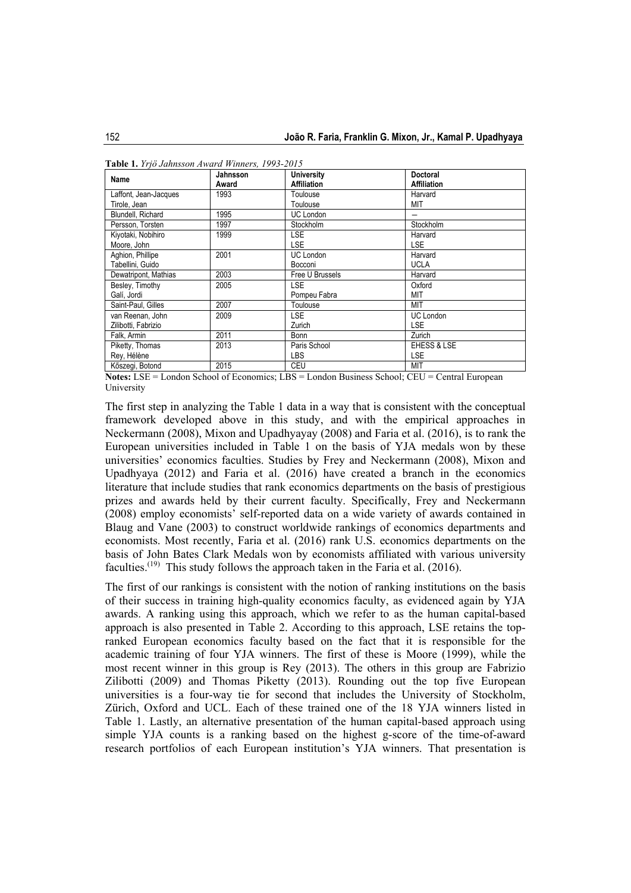**Table 1.** *Yrjö Jahnsson Award Winners, 1993-2015*

| Name | Jahnsson Award | University Affiliation | Doctoral Affiliation |
|---|---|---|---|
| Laffont, Jean-Jacques | 1993 | Toulouse | Harvard |
| Tirole, Jean | | Toulouse | MIT |
| Blundell, Richard | 1995 | UC London | – |
| Persson, Torsten | 1997 | Stockholm | Stockholm |
| Kiyotaki, Nobihiro | 1999 | LSE | Harvard |
| Moore, John | | LSE | LSE |
| Aghion, Phillipe | 2001 | UC London | Harvard |
| Tabellini, Guido | | Bocconi | UCLA |
| Dewatripont, Mathias | 2003 | Free U Brussels | Harvard |
| Besley, Timothy | 2005 | LSE | Oxford |
| Galí, Jordi | | Pompeu Fabra | MIT |
| Saint-Paul, Gilles | 2007 | Toulouse | MIT |
| van Reenan, John | 2009 | LSE | UC London |
| Zilibotti, Fabrizio | | Zurich | LSE |
| Falk, Armin | 2011 | Bonn | Zurich |
| Piketty, Thomas | 2013 | Paris School | EHESS & LSE |
| Rey, Hélène | | LBS | LSE |
| Kőszegi, Botond | 2015 | CEU | MIT |

**Notes:** LSE = London School of Economics; LBS = London Business School; CEU = Central European University

The first step in analyzing the Table 1 data in a way that is consistent with the conceptual framework developed above in this study, and with the empirical approaches in Neckermann (2008), Mixon and Upadhyayay (2008) and Faria et al. (2016), is to rank the European universities included in Table 1 on the basis of YJA medals won by these universities' economics faculties. Studies by Frey and Neckermann (2008), Mixon and Upadhyaya (2012) and Faria et al. (2016) have created a branch in the economics literature that include studies that rank economics departments on the basis of prestigious prizes and awards held by their current faculty. Specifically, Frey and Neckermann (2008) employ economists' self-reported data on a wide variety of awards contained in Blaug and Vane (2003) to construct worldwide rankings of economics departments and economists. Most recently, Faria et al. (2016) rank U.S. economics departments on the basis of John Bates Clark Medals won by economists affiliated with various university faculties.[(19)] This study follows the approach taken in the Faria et al. (2016).

The first of our rankings is consistent with the notion of ranking institutions on the basis of their success in training high-quality economics faculty, as evidenced again by YJA awards. A ranking using this approach, which we refer to as the human capital-based approach is also presented in Table 2. According to this approach, LSE retains the top-ranked European economics faculty based on the fact that it is responsible for the academic training of four YJA winners. The first of these is Moore (1999), while the most recent winner in this group is Rey (2013). The others in this group are Fabrizio Zilibotti (2009) and Thomas Piketty (2013). Rounding out the top five European universities is a four-way tie for second that includes the University of Stockholm, Zürich, Oxford and UCL. Each of these trained one of the 18 YJA winners listed in Table 1. Lastly, an alternative presentation of the human capital-based approach using simple YJA counts is a ranking based on the highest g-score of the time-of-award research portfolios of each European institution's YJA winners. That presentation is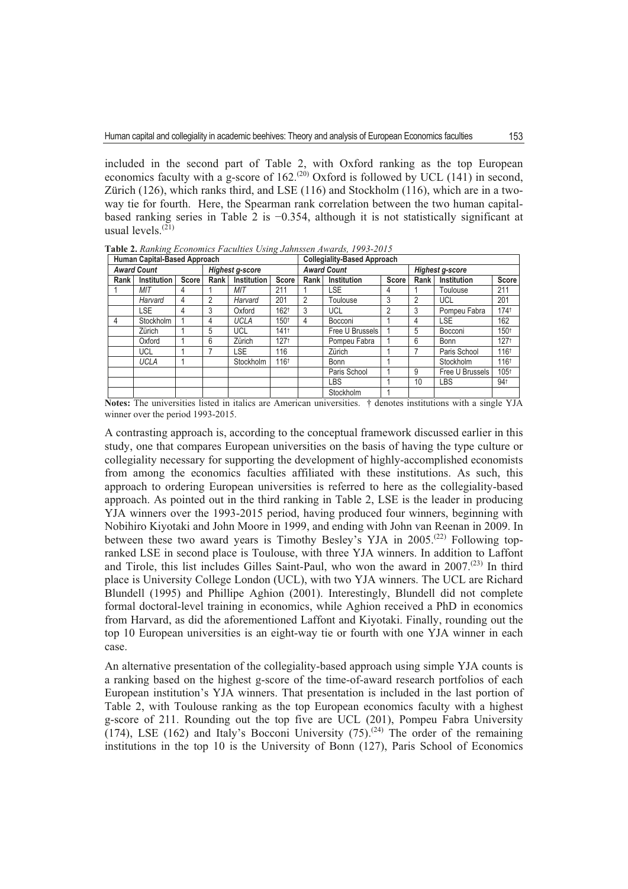included in the second part of Table 2, with Oxford ranking as the top European economics faculty with a g-score of 162.[20] Oxford is followed by UCL (141) in second, Zürich (126), which ranks third, and LSE (116) and Stockholm (116), which are in a two-way tie for fourth. Here, the Spearman rank correlation between the two human capital-based ranking series in Table 2 is −0.354, although it is not statistically significant at usual levels.[21]

**Table 2.** *Ranking Economics Faculties Using Jahnssen Awards, 1993-2015*

| Human Capital-Based Approach | | | | | | Collegiality-Based Approach | | | | | |
|---|---|---|---|---|---|---|---|---|---|---|---|
| *Award Count* | | | *Highest g-score* | | | *Award Count* | | | *Highest g-score* | | |
| **Rank** | **Institution** | **Score** | **Rank** | **Institution** | **Score** | **Rank** | **Institution** | **Score** | **Rank** | **Institution** | **Score** |
| 1 | *MIT* | 4 | 1 | *MIT* | 211 | 1 | LSE | 4 | 1 | Toulouse | 211 |
| | *Harvard* | 4 | 2 | *Harvard* | 201 | 2 | Toulouse | 3 | 2 | UCL | 201 |
| | LSE | 4 | 3 | Oxford | 162† | 3 | UCL | 2 | 3 | Pompeu Fabra | 174† |
| 4 | Stockholm | 1 | 4 | *UCLA* | 150† | 4 | Bocconi | 1 | 4 | LSE | 162 |
| | Zürich | 1 | 5 | UCL | 141† | | Free U Brussels | 1 | 5 | Bocconi | 150† |
| | Oxford | 1 | 6 | Zürich | 127† | | Pompeu Fabra | 1 | 6 | Bonn | 127† |
| | UCL | 1 | 7 | LSE | 116 | | Zürich | 1 | 7 | Paris School | 116† |
| | *UCLA* | 1 | | Stockholm | 116† | | Bonn | 1 | | Stockholm | 116† |
| | | | | | | | Paris School | 1 | 9 | Free U Brussels | 105† |
| | | | | | | | LBS | 1 | 10 | LBS | 94† |
| | | | | | | | Stockholm | 1 | | | |

**Notes:** The universities listed in italics are American universities. † denotes institutions with a single YJA winner over the period 1993-2015.

A contrasting approach is, according to the conceptual framework discussed earlier in this study, one that compares European universities on the basis of having the type culture or collegiality necessary for supporting the development of highly-accomplished economists from among the economics faculties affiliated with these institutions. As such, this approach to ordering European universities is referred to here as the collegiality-based approach. As pointed out in the third ranking in Table 2, LSE is the leader in producing YJA winners over the 1993-2015 period, having produced four winners, beginning with Nobihiro Kiyotaki and John Moore in 1999, and ending with John van Reenan in 2009. In between these two award years is Timothy Besley's YJA in 2005.[22] Following top-ranked LSE in second place is Toulouse, with three YJA winners. In addition to Laffont and Tirole, this list includes Gilles Saint-Paul, who won the award in 2007.[23] In third place is University College London (UCL), with two YJA winners. The UCL are Richard Blundell (1995) and Phillipe Aghion (2001). Interestingly, Blundell did not complete formal doctoral-level training in economics, while Aghion received a PhD in economics from Harvard, as did the aforementioned Laffont and Kiyotaki. Finally, rounding out the top 10 European universities is an eight-way tie or fourth with one YJA winner in each case.

An alternative presentation of the collegiality-based approach using simple YJA counts is a ranking based on the highest g-score of the time-of-award research portfolios of each European institution's YJA winners. That presentation is included in the last portion of Table 2, with Toulouse ranking as the top European economics faculty with a highest g-score of 211. Rounding out the top five are UCL (201), Pompeu Fabra University (174), LSE (162) and Italy's Bocconi University (75).[24] The order of the remaining institutions in the top 10 is the University of Bonn (127), Paris School of Economics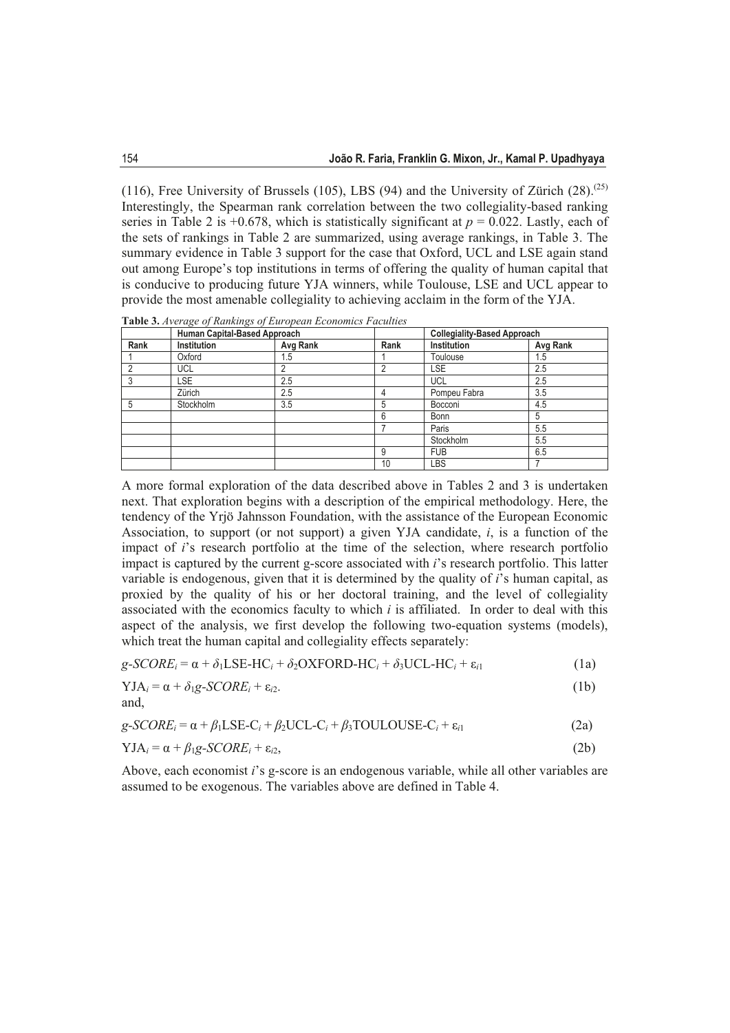(116), Free University of Brussels (105), LBS (94) and the University of Zürich (28).[25] Interestingly, the Spearman rank correlation between the two collegiality-based ranking series in Table 2 is +0.678, which is statistically significant at $p = 0.022$. Lastly, each of the sets of rankings in Table 2 are summarized, using average rankings, in Table 3. The summary evidence in Table 3 support for the case that Oxford, UCL and LSE again stand out among Europe's top institutions in terms of offering the quality of human capital that is conducive to producing future YJA winners, while Toulouse, LSE and UCL appear to provide the most amenable collegiality to achieving acclaim in the form of the YJA.

**Table 3.** *Average of Rankings of European Economics Faculties*

| | Human Capital-Based Approach | | | Collegiality-Based Approach | |
|---|---|---|---|---|---|
| **Rank** | **Institution** | **Avg Rank** | **Rank** | **Institution** | **Avg Rank** |
| 1 | Oxford | 1.5 | 1 | Toulouse | 1.5 |
| 2 | UCL | 2 | 2 | LSE | 2.5 |
| 3 | LSE | 2.5 | | UCL | 2.5 |
| | Zürich | 2.5 | 4 | Pompeu Fabra | 3.5 |
| 5 | Stockholm | 3.5 | 5 | Bocconi | 4.5 |
| | | | 6 | Bonn | 5 |
| | | | 7 | Paris | 5.5 |
| | | | | Stockholm | 5.5 |
| | | | 9 | FUB | 6.5 |
| | | | 10 | LBS | 7 |

A more formal exploration of the data described above in Tables 2 and 3 is undertaken next. That exploration begins with a description of the empirical methodology. Here, the tendency of the Yrjö Jahnsson Foundation, with the assistance of the European Economic Association, to support (or not support) a given YJA candidate, $i$, is a function of the impact of $i$'s research portfolio at the time of the selection, where research portfolio impact is captured by the current g-score associated with $i$'s research portfolio. This latter variable is endogenous, given that it is determined by the quality of $i$'s human capital, as proxied by the quality of his or her doctoral training, and the level of collegiality associated with the economics faculty to which $i$ is affiliated. In order to deal with this aspect of the analysis, we first develop the following two-equation systems (models), which treat the human capital and collegiality effects separately:

$$g\text{-}SCORE_i = \alpha + \delta_1 \text{LSE-HC}_i + \delta_2 \text{OXFORD-HC}_i + \delta_3 \text{UCL-HC}_i + \varepsilon_{i1} \quad (1a)$$

$$\text{YJA}_i = \alpha + \delta_1 g\text{-}SCORE_i + \varepsilon_{i2}. \quad (1b)$$

and,

$$g\text{-}SCORE_i = \alpha + \beta_1 \text{LSE-C}_i + \beta_2 \text{UCL-C}_i + \beta_3 \text{TOULOUSE-C}_i + \varepsilon_{i1} \quad (2a)$$

$$\text{YJA}_i = \alpha + \beta_1 g\text{-}SCORE_i + \varepsilon_{i2}, \quad (2b)$$

Above, each economist $i$'s g-score is an endogenous variable, while all other variables are assumed to be exogenous. The variables above are defined in Table 4.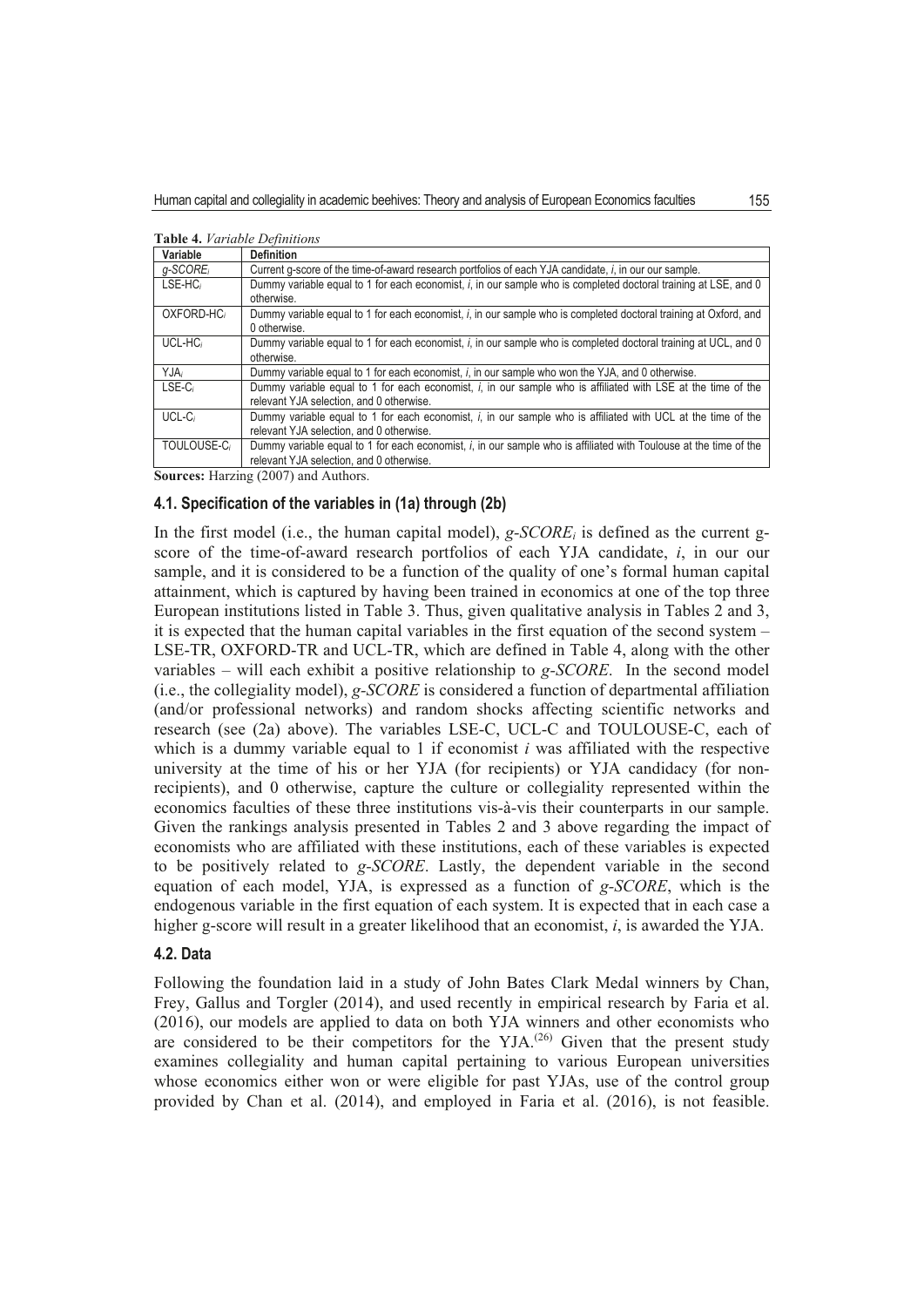**Table 4.** *Variable Definitions*

| Variable | Definition |
| --- | --- |
| $g\text{-}SCORE_i$ | Current g-score of the time-of-award research portfolios of each YJA candidate, *i*, in our our sample. |
| LSE-$HC_i$ | Dummy variable equal to 1 for each economist, *i*, in our sample who is completed doctoral training at LSE, and 0 otherwise. |
| OXFORD-$HC_i$ | Dummy variable equal to 1 for each economist, *i*, in our sample who is completed doctoral training at Oxford, and 0 otherwise. |
| UCL-$HC_i$ | Dummy variable equal to 1 for each economist, *i*, in our sample who is completed doctoral training at UCL, and 0 otherwise. |
| $YJA_i$ | Dummy variable equal to 1 for each economist, *i*, in our sample who won the YJA, and 0 otherwise. |
| LSE-$C_i$ | Dummy variable equal to 1 for each economist, *i*, in our sample who is affiliated with LSE at the time of the relevant YJA selection, and 0 otherwise. |
| UCL-$C_i$ | Dummy variable equal to 1 for each economist, *i*, in our sample who is affiliated with UCL at the time of the relevant YJA selection, and 0 otherwise. |
| TOULOUSE-$C_i$ | Dummy variable equal to 1 for each economist, *i*, in our sample who is affiliated with Toulouse at the time of the relevant YJA selection, and 0 otherwise. |

**Sources:** Harzing (2007) and Authors.

### 4.1. Specification of the variables in (1a) through (2b)

In the first model (i.e., the human capital model), $g\text{-}SCORE_i$ is defined as the current g-score of the time-of-award research portfolios of each YJA candidate, *i*, in our our sample, and it is considered to be a function of the quality of one's formal human capital attainment, which is captured by having been trained in economics at one of the top three European institutions listed in Table 3. Thus, given qualitative analysis in Tables 2 and 3, it is expected that the human capital variables in the first equation of the second system – LSE-TR, OXFORD-TR and UCL-TR, which are defined in Table 4, along with the other variables – will each exhibit a positive relationship to *g-SCORE*. In the second model (i.e., the collegiality model), *g-SCORE* is considered a function of departmental affiliation (and/or professional networks) and random shocks affecting scientific networks and research (see (2a) above). The variables LSE-C, UCL-C and TOULOUSE-C, each of which is a dummy variable equal to 1 if economist *i* was affiliated with the respective university at the time of his or her YJA (for recipients) or YJA candidacy (for non-recipients), and 0 otherwise, capture the culture or collegiality represented within the economics faculties of these three institutions vis-à-vis their counterparts in our sample. Given the rankings analysis presented in Tables 2 and 3 above regarding the impact of economists who are affiliated with these institutions, each of these variables is expected to be positively related to *g-SCORE*. Lastly, the dependent variable in the second equation of each model, YJA, is expressed as a function of *g-SCORE*, which is the endogenous variable in the first equation of each system. It is expected that in each case a higher g-score will result in a greater likelihood that an economist, *i*, is awarded the YJA.

### 4.2. Data

Following the foundation laid in a study of John Bates Clark Medal winners by Chan, Frey, Gallus and Torgler (2014), and used recently in empirical research by Faria et al. (2016), our models are applied to data on both YJA winners and other economists who are considered to be their competitors for the YJA.[26] Given that the present study examines collegiality and human capital pertaining to various European universities whose economics either won or were eligible for past YJAs, use of the control group provided by Chan et al. (2014), and employed in Faria et al. (2016), is not feasible.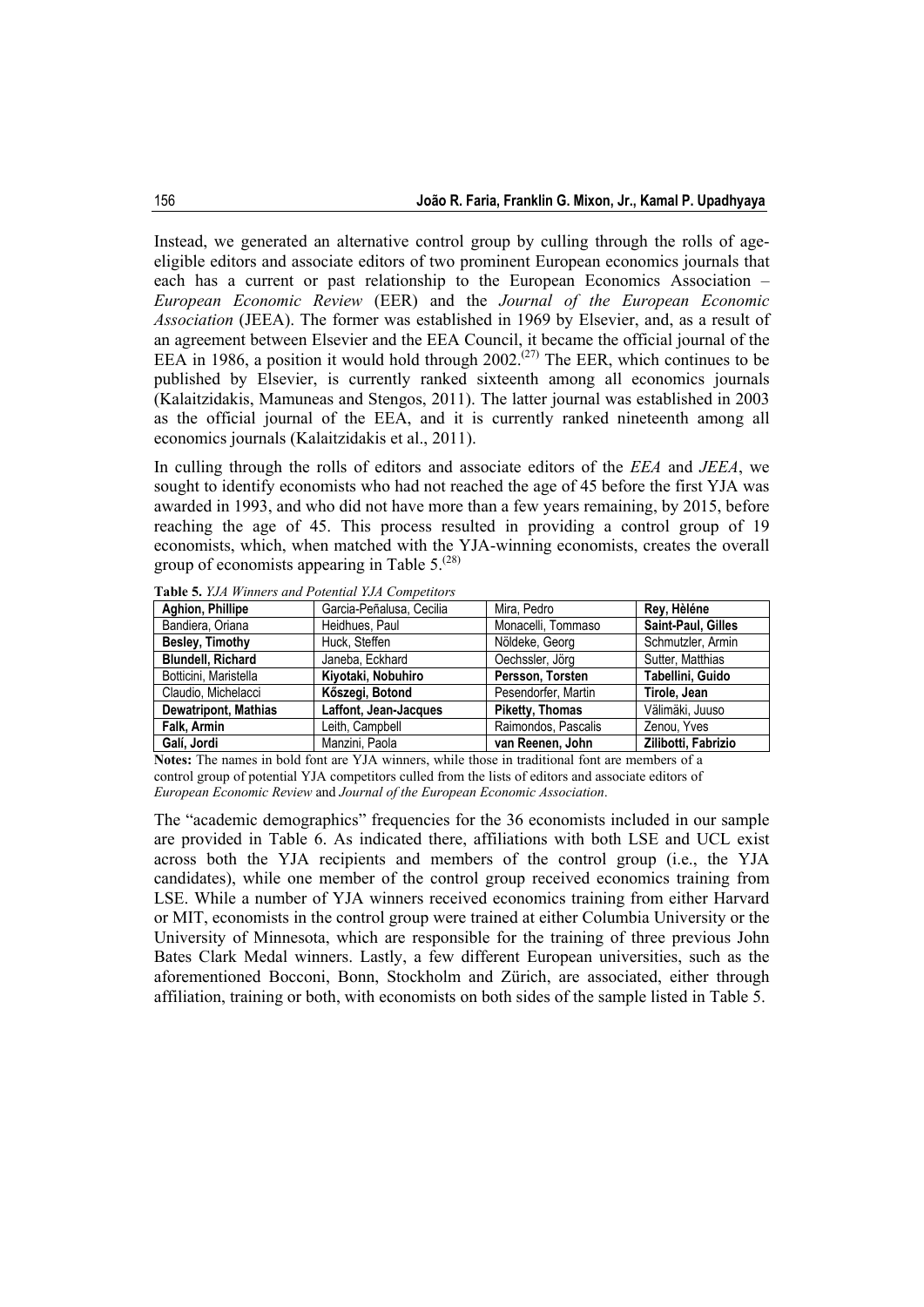Instead, we generated an alternative control group by culling through the rolls of age-eligible editors and associate editors of two prominent European economics journals that each has a current or past relationship to the European Economics Association – *European Economic Review* (EER) and the *Journal of the European Economic Association* (JEEA). The former was established in 1969 by Elsevier, and, as a result of an agreement between Elsevier and the EEA Council, it became the official journal of the EEA in 1986, a position it would hold through 2002.[(27)] The EER, which continues to be published by Elsevier, is currently ranked sixteenth among all economics journals (Kalaitzidakis, Mamuneas and Stengos, 2011). The latter journal was established in 2003 as the official journal of the EEA, and it is currently ranked nineteenth among all economics journals (Kalaitzidakis et al., 2011).

In culling through the rolls of editors and associate editors of the *EEA* and *JEEA*, we sought to identify economists who had not reached the age of 45 before the first YJA was awarded in 1993, and who did not have more than a few years remaining, by 2015, before reaching the age of 45. This process resulted in providing a control group of 19 economists, which, when matched with the YJA-winning economists, creates the overall group of economists appearing in Table 5.[(28)]

**Table 5.** *YJA Winners and Potential YJA Competitors*

| **Aghion, Phillipe** | Garcia-Peñalusa, Cecilia | Mira, Pedro | **Rey, Hèléne** |
|---|---|---|---|
| Bandiera, Oriana | Heidhues, Paul | Monacelli, Tommaso | **Saint-Paul, Gilles** |
| **Besley, Timothy** | Huck, Steffen | Nöldeke, Georg | Schmutzler, Armin |
| **Blundell, Richard** | Janeba, Eckhard | Oechssler, Jörg | Sutter, Matthias |
| Botticini, Maristella | **Kiyotaki, Nobuhiro** | **Persson, Torsten** | **Tabellini, Guido** |
| Claudio, Michelacci | **Kőszegi, Botond** | Pesendorfer, Martin | **Tirole, Jean** |
| **Dewatripont, Mathias** | **Laffont, Jean-Jacques** | **Piketty, Thomas** | Välimäki, Juuso |
| **Falk, Armin** | Leith, Campbell | Raimondos, Pascalis | Zenou, Yves |
| **Galí, Jordi** | Manzini, Paola | **van Reenen, John** | **Zilibotti, Fabrizio** |

**Notes:** The names in bold font are YJA winners, while those in traditional font are members of a control group of potential YJA competitors culled from the lists of editors and associate editors of *European Economic Review* and *Journal of the European Economic Association*.

The "academic demographics" frequencies for the 36 economists included in our sample are provided in Table 6. As indicated there, affiliations with both LSE and UCL exist across both the YJA recipients and members of the control group (i.e., the YJA candidates), while one member of the control group received economics training from LSE. While a number of YJA winners received economics training from either Harvard or MIT, economists in the control group were trained at either Columbia University or the University of Minnesota, which are responsible for the training of three previous John Bates Clark Medal winners. Lastly, a few different European universities, such as the aforementioned Bocconi, Bonn, Stockholm and Zürich, are associated, either through affiliation, training or both, with economists on both sides of the sample listed in Table 5.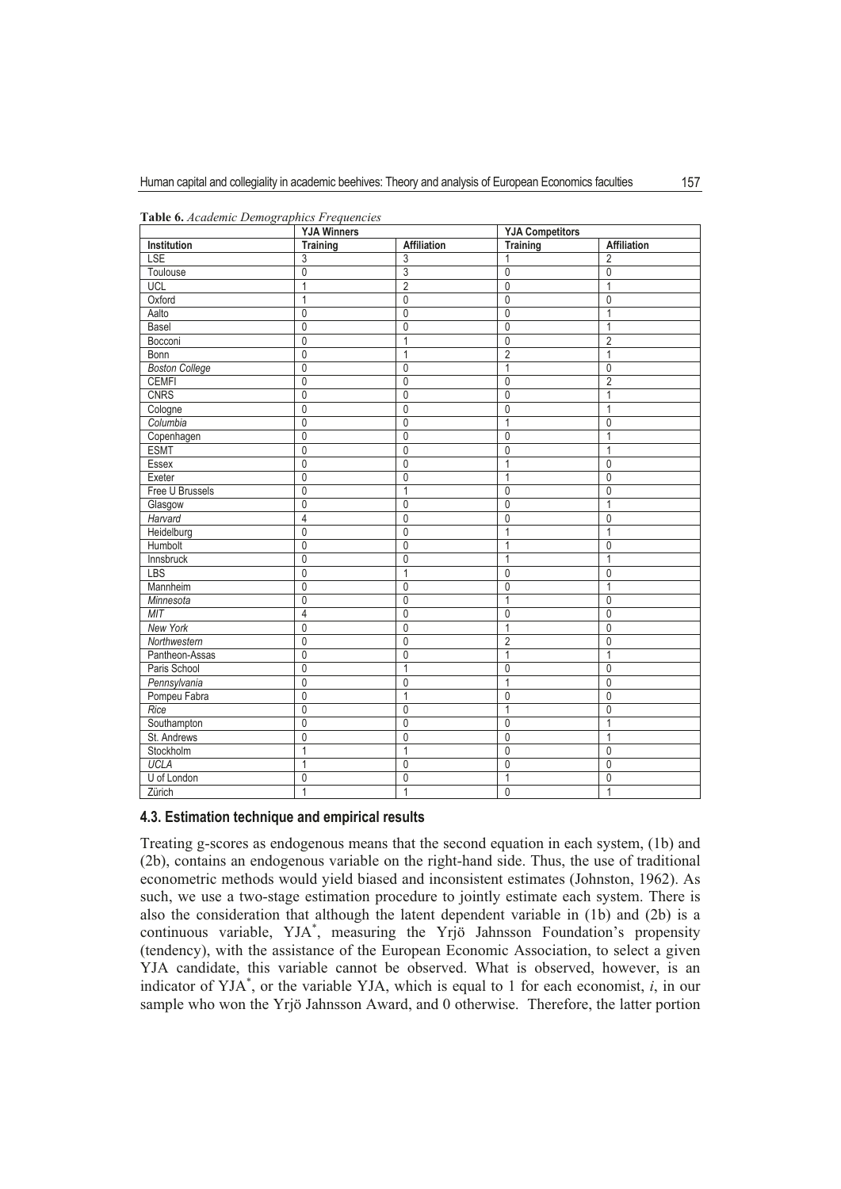**Table 6.** *Academic Demographics Frequencies*

| | YJA Winners | | YJA Competitors | |
|---|---|---|---|---|
| **Institution** | **Training** | **Affiliation** | **Training** | **Affiliation** |
| LSE | 3 | 3 | 1 | 2 |
| Toulouse | 0 | 3 | 0 | 0 |
| UCL | 1 | 2 | 0 | 1 |
| Oxford | 1 | 0 | 0 | 0 |
| Aalto | 0 | 0 | 0 | 1 |
| Basel | 0 | 0 | 0 | 1 |
| Bocconi | 0 | 1 | 0 | 2 |
| Bonn | 0 | 1 | 2 | 1 |
| *Boston College* | 0 | 0 | 1 | 0 |
| CEMFI | 0 | 0 | 0 | 2 |
| CNRS | 0 | 0 | 0 | 1 |
| Cologne | 0 | 0 | 0 | 1 |
| *Columbia* | 0 | 0 | 1 | 0 |
| Copenhagen | 0 | 0 | 0 | 1 |
| ESMT | 0 | 0 | 0 | 1 |
| Essex | 0 | 0 | 1 | 0 |
| Exeter | 0 | 0 | 1 | 0 |
| Free U Brussels | 0 | 1 | 0 | 0 |
| Glasgow | 0 | 0 | 0 | 1 |
| *Harvard* | 4 | 0 | 0 | 0 |
| Heidelburg | 0 | 0 | 1 | 1 |
| Humbolt | 0 | 0 | 1 | 0 |
| Innsbruck | 0 | 0 | 1 | 1 |
| LBS | 0 | 1 | 0 | 0 |
| Mannheim | 0 | 0 | 0 | 1 |
| *Minnesota* | 0 | 0 | 1 | 0 |
| *MIT* | 4 | 0 | 0 | 0 |
| *New York* | 0 | 0 | 1 | 0 |
| *Northwestern* | 0 | 0 | 2 | 0 |
| Pantheon-Assas | 0 | 0 | 1 | 1 |
| Paris School | 0 | 1 | 0 | 0 |
| *Pennsylvania* | 0 | 0 | 1 | 0 |
| Pompeu Fabra | 0 | 1 | 0 | 0 |
| *Rice* | 0 | 0 | 1 | 0 |
| Southampton | 0 | 0 | 0 | 1 |
| St. Andrews | 0 | 0 | 0 | 1 |
| Stockholm | 1 | 1 | 0 | 0 |
| *UCLA* | 1 | 0 | 0 | 0 |
| U of London | 0 | 0 | 1 | 0 |
| Zürich | 1 | 1 | 0 | 1 |

### 4.3. Estimation technique and empirical results

Treating g-scores as endogenous means that the second equation in each system, (1b) and (2b), contains an endogenous variable on the right-hand side. Thus, the use of traditional econometric methods would yield biased and inconsistent estimates (Johnston, 1962). As such, we use a two-stage estimation procedure to jointly estimate each system. There is also the consideration that although the latent dependent variable in (1b) and (2b) is a continuous variable, $YJA^*$, measuring the Yrjö Jahnsson Foundation's propensity (tendency), with the assistance of the European Economic Association, to select a given YJA candidate, this variable cannot be observed. What is observed, however, is an indicator of $YJA^*$, or the variable YJA, which is equal to 1 for each economist, $i$, in our sample who won the Yrjö Jahnsson Award, and 0 otherwise. Therefore, the latter portion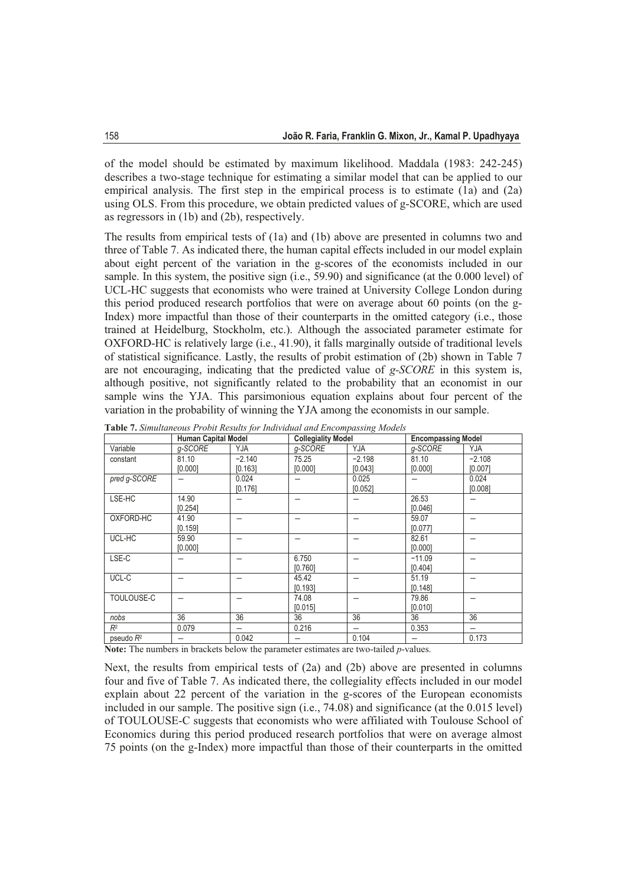of the model should be estimated by maximum likelihood. Maddala (1983: 242-245) describes a two-stage technique for estimating a similar model that can be applied to our empirical analysis. The first step in the empirical process is to estimate (1a) and (2a) using OLS. From this procedure, we obtain predicted values of g-SCORE, which are used as regressors in (1b) and (2b), respectively.

The results from empirical tests of (1a) and (1b) above are presented in columns two and three of Table 7. As indicated there, the human capital effects included in our model explain about eight percent of the variation in the g-scores of the economists included in our sample. In this system, the positive sign (i.e., 59.90) and significance (at the 0.000 level) of UCL-HC suggests that economists who were trained at University College London during this period produced research portfolios that were on average about 60 points (on the g-Index) more impactful than those of their counterparts in the omitted category (i.e., those trained at Heidelburg, Stockholm, etc.). Although the associated parameter estimate for OXFORD-HC is relatively large (i.e., 41.90), it falls marginally outside of traditional levels of statistical significance. Lastly, the results of probit estimation of (2b) shown in Table 7 are not encouraging, indicating that the predicted value of *g-SCORE* in this system is, although positive, not significantly related to the probability that an economist in our sample wins the YJA. This parsimonious equation explains about four percent of the variation in the probability of winning the YJA among the economists in our sample.

**Table 7.** *Simultaneous Probit Results for Individual and Encompassing Models*

| | Human Capital Model | | Collegiality Model | | Encompassing Model | |
|---|---|---|---|---|---|---|
| Variable | *g-SCORE* | YJA | *g-SCORE* | YJA | *g-SCORE* | YJA |
| constant | 81.10 [0.000] | −2.140 [0.163] | 75.25 [0.000] | −2.198 [0.043] | 81.10 [0.000] | −2.108 [0.007] |
| *pred g-SCORE* | – | 0.024 [0.176] | – | 0.025 [0.052] | – | 0.024 [0.008] |
| LSE-HC | 14.90 [0.254] | – | – | – | 26.53 [0.046] | – |
| OXFORD-HC | 41.90 [0.159] | – | – | – | 59.07 [0.077] | – |
| UCL-HC | 59.90 [0.000] | – | – | – | 82.61 [0.000] | – |
| LSE-C | – | – | 6.750 [0.760] | – | −11.09 [0.404] | – |
| UCL-C | – | – | 45.42 [0.193] | – | 51.19 [0.148] | – |
| TOULOUSE-C | – | – | 74.08 [0.015] | – | 79.86 [0.010] | – |
| *nobs* | 36 | 36 | 36 | 36 | 36 | 36 |
| $R^2$ | 0.079 | – | 0.216 | – | 0.353 | – |
| pseudo $R^2$ | – | 0.042 | – | 0.104 | – | 0.173 |

**Note:** The numbers in brackets below the parameter estimates are two-tailed *p*-values.

Next, the results from empirical tests of (2a) and (2b) above are presented in columns four and five of Table 7. As indicated there, the collegiality effects included in our model explain about 22 percent of the variation in the g-scores of the European economists included in our sample. The positive sign (i.e., 74.08) and significance (at the 0.015 level) of TOULOUSE-C suggests that economists who were affiliated with Toulouse School of Economics during this period produced research portfolios that were on average almost 75 points (on the g-Index) more impactful than those of their counterparts in the omitted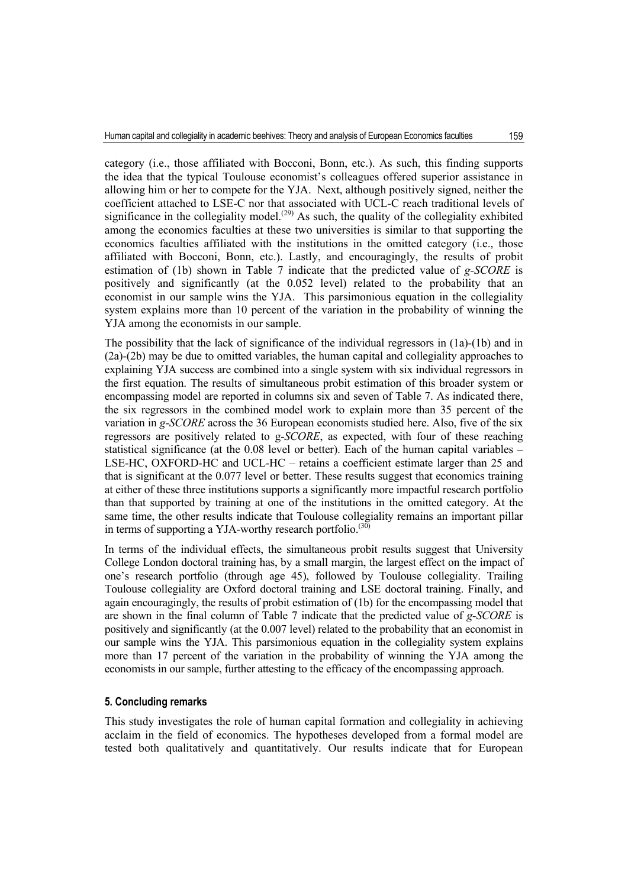category (i.e., those affiliated with Bocconi, Bonn, etc.). As such, this finding supports the idea that the typical Toulouse economist's colleagues offered superior assistance in allowing him or her to compete for the YJA. Next, although positively signed, neither the coefficient attached to LSE-C nor that associated with UCL-C reach traditional levels of significance in the collegiality model.(29) As such, the quality of the collegiality exhibited among the economics faculties at these two universities is similar to that supporting the economics faculties affiliated with the institutions in the omitted category (i.e., those affiliated with Bocconi, Bonn, etc.). Lastly, and encouragingly, the results of probit estimation of (1b) shown in Table 7 indicate that the predicted value of *g-SCORE* is positively and significantly (at the 0.052 level) related to the probability that an economist in our sample wins the YJA. This parsimonious equation in the collegiality system explains more than 10 percent of the variation in the probability of winning the YJA among the economists in our sample.

The possibility that the lack of significance of the individual regressors in (1a)-(1b) and in (2a)-(2b) may be due to omitted variables, the human capital and collegiality approaches to explaining YJA success are combined into a single system with six individual regressors in the first equation. The results of simultaneous probit estimation of this broader system or encompassing model are reported in columns six and seven of Table 7. As indicated there, the six regressors in the combined model work to explain more than 35 percent of the variation in *g-SCORE* across the 36 European economists studied here. Also, five of the six regressors are positively related to g-*SCORE*, as expected, with four of these reaching statistical significance (at the 0.08 level or better). Each of the human capital variables – LSE-HC, OXFORD-HC and UCL-HC – retains a coefficient estimate larger than 25 and that is significant at the 0.077 level or better. These results suggest that economics training at either of these three institutions supports a significantly more impactful research portfolio than that supported by training at one of the institutions in the omitted category. At the same time, the other results indicate that Toulouse collegiality remains an important pillar in terms of supporting a YJA-worthy research portfolio.(30)

In terms of the individual effects, the simultaneous probit results suggest that University College London doctoral training has, by a small margin, the largest effect on the impact of one's research portfolio (through age 45), followed by Toulouse collegiality. Trailing Toulouse collegiality are Oxford doctoral training and LSE doctoral training. Finally, and again encouragingly, the results of probit estimation of (1b) for the encompassing model that are shown in the final column of Table 7 indicate that the predicted value of *g-SCORE* is positively and significantly (at the 0.007 level) related to the probability that an economist in our sample wins the YJA. This parsimonious equation in the collegiality system explains more than 17 percent of the variation in the probability of winning the YJA among the economists in our sample, further attesting to the efficacy of the encompassing approach.

### 5. Concluding remarks

This study investigates the role of human capital formation and collegiality in achieving acclaim in the field of economics. The hypotheses developed from a formal model are tested both qualitatively and quantitatively. Our results indicate that for European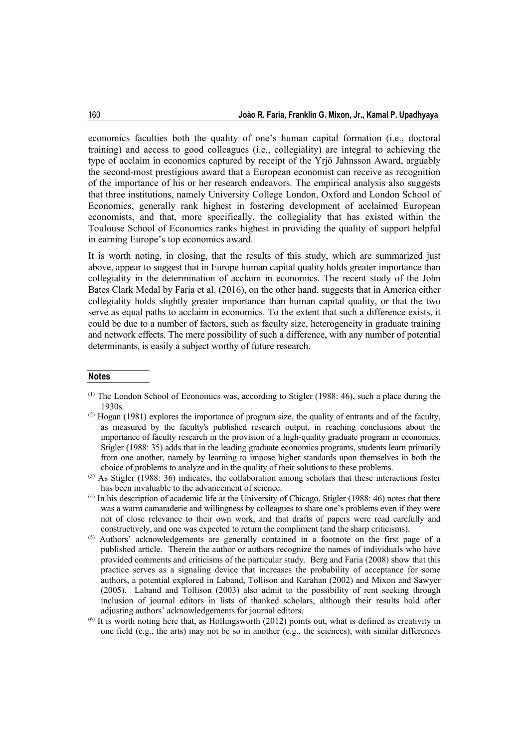economics faculties both the quality of one's human capital formation (i.e., doctoral training) and access to good colleagues (i.e., collegiality) are integral to achieving the type of acclaim in economics captured by receipt of the Yrjö Jahnsson Award, arguably the second-most prestigious award that a European economist can receive as recognition of the importance of his or her research endeavors. The empirical analysis also suggests that three institutions, namely University College London, Oxford and London School of Economics, generally rank highest in fostering development of acclaimed European economists, and that, more specifically, the collegiality that has existed within the Toulouse School of Economics ranks highest in providing the quality of support helpful in earning Europe's top economics award.

It is worth noting, in closing, that the results of this study, which are summarized just above, appear to suggest that in Europe human capital quality holds greater importance than collegiality in the determination of acclaim in economics. The recent study of the John Bates Clark Medal by Faria et al. (2016), on the other hand, suggests that in America either collegiality holds slightly greater importance than human capital quality, or that the two serve as equal paths to acclaim in economics. To the extent that such a difference exists, it could be due to a number of factors, such as faculty size, heterogeneity in graduate training and network effects. The mere possibility of such a difference, with any number of potential determinants, is easily a subject worthy of future research.

## Notes

(1) The London School of Economics was, according to Stigler (1988: 46), such a place during the 1930s.

(2) Hogan (1981) explores the importance of program size, the quality of entrants and of the faculty, as measured by the faculty's published research output, in reaching conclusions about the importance of faculty research in the provision of a high-quality graduate program in economics. Stigler (1988: 35) adds that in the leading graduate economics programs, students learn primarily from one another, namely by learning to impose higher standards upon themselves in both the choice of problems to analyze and in the quality of their solutions to these problems.

(3) As Stigler (1988: 36) indicates, the collaboration among scholars that these interactions foster has been invaluable to the advancement of science.

(4) In his description of academic life at the University of Chicago, Stigler (1988: 46) notes that there was a warm camaraderie and willingness by colleagues to share one's problems even if they were not of close relevance to their own work, and that drafts of papers were read carefully and constructively, and one was expected to return the compliment (and the sharp criticisms).

(5) Authors' acknowledgements are generally contained in a footnote on the first page of a published article. Therein the author or authors recognize the names of individuals who have provided comments and criticisms of the particular study. Berg and Faria (2008) show that this practice serves as a signaling device that increases the probability of acceptance for some authors, a potential explored in Laband, Tollison and Karahan (2002) and Mixon and Sawyer (2005). Laband and Tollison (2003) also admit to the possibility of rent seeking through inclusion of journal editors in lists of thanked scholars, although their results hold after adjusting authors' acknowledgements for journal editors.

(6) It is worth noting here that, as Hollingsworth (2012) points out, what is defined as creativity in one field (e.g., the arts) may not be so in another (e.g., the sciences), with similar differences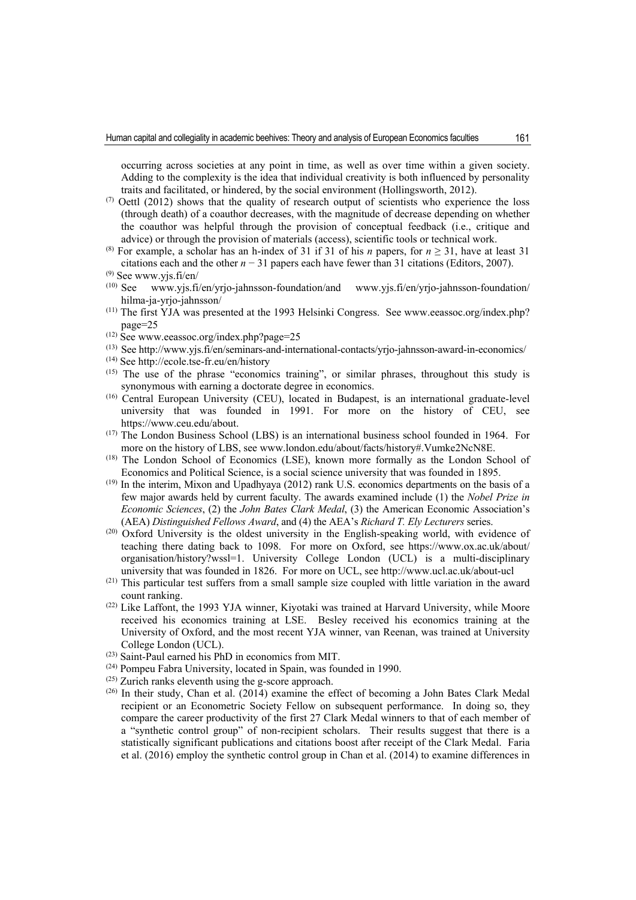occurring across societies at any point in time, as well as over time within a given society. Adding to the complexity is the idea that individual creativity is both influenced by personality traits and facilitated, or hindered, by the social environment (Hollingsworth, 2012).

(7) Oettl (2012) shows that the quality of research output of scientists who experience the loss (through death) of a coauthor decreases, with the magnitude of decrease depending on whether the coauthor was helpful through the provision of conceptual feedback (i.e., critique and advice) or through the provision of materials (access), scientific tools or technical work.

(8) For example, a scholar has an h-index of 31 if 31 of his $n$ papers, for $n \geq 31$, have at least 31 citations each and the other $n - 31$ papers each have fewer than 31 citations (Editors, 2007).

(9) See www.yjs.fi/en/

(10) See www.yjs.fi/en/yrjo-jahnsson-foundation/and www.yjs.fi/en/yrjo-jahnsson-foundation/hilma-ja-yrjo-jahnsson/

(11) The first YJA was presented at the 1993 Helsinki Congress. See www.eeassoc.org/index.php?page=25

(12) See www.eeassoc.org/index.php?page=25

(13) See http://www.yjs.fi/en/seminars-and-international-contacts/yrjo-jahnsson-award-in-economics/

(14) See http://ecole.tse-fr.eu/en/history

(15) The use of the phrase "economics training", or similar phrases, throughout this study is synonymous with earning a doctorate degree in economics.

(16) Central European University (CEU), located in Budapest, is an international graduate-level university that was founded in 1991. For more on the history of CEU, see https://www.ceu.edu/about.

(17) The London Business School (LBS) is an international business school founded in 1964. For more on the history of LBS, see www.london.edu/about/facts/history#.Vumke2NcN8E.

(18) The London School of Economics (LSE), known more formally as the London School of Economics and Political Science, is a social science university that was founded in 1895.

(19) In the interim, Mixon and Upadhyaya (2012) rank U.S. economics departments on the basis of a few major awards held by current faculty. The awards examined include (1) the *Nobel Prize in Economic Sciences*, (2) the *John Bates Clark Medal*, (3) the American Economic Association's (AEA) *Distinguished Fellows Award*, and (4) the AEA's *Richard T. Ely Lecturers* series.

(20) Oxford University is the oldest university in the English-speaking world, with evidence of teaching there dating back to 1098. For more on Oxford, see https://www.ox.ac.uk/about/organisation/history?wssl=1. University College London (UCL) is a multi-disciplinary university that was founded in 1826. For more on UCL, see http://www.ucl.ac.uk/about-ucl

(21) This particular test suffers from a small sample size coupled with little variation in the award count ranking.

(22) Like Laffont, the 1993 YJA winner, Kiyotaki was trained at Harvard University, while Moore received his economics training at LSE. Besley received his economics training at the University of Oxford, and the most recent YJA winner, van Reenan, was trained at University College London (UCL).

(23) Saint-Paul earned his PhD in economics from MIT.

(24) Pompeu Fabra University, located in Spain, was founded in 1990.

(25) Zurich ranks eleventh using the g-score approach.

(26) In their study, Chan et al. (2014) examine the effect of becoming a John Bates Clark Medal recipient or an Econometric Society Fellow on subsequent performance. In doing so, they compare the career productivity of the first 27 Clark Medal winners to that of each member of a "synthetic control group" of non-recipient scholars. Their results suggest that there is a statistically significant publications and citations boost after receipt of the Clark Medal. Faria et al. (2016) employ the synthetic control group in Chan et al. (2014) to examine differences in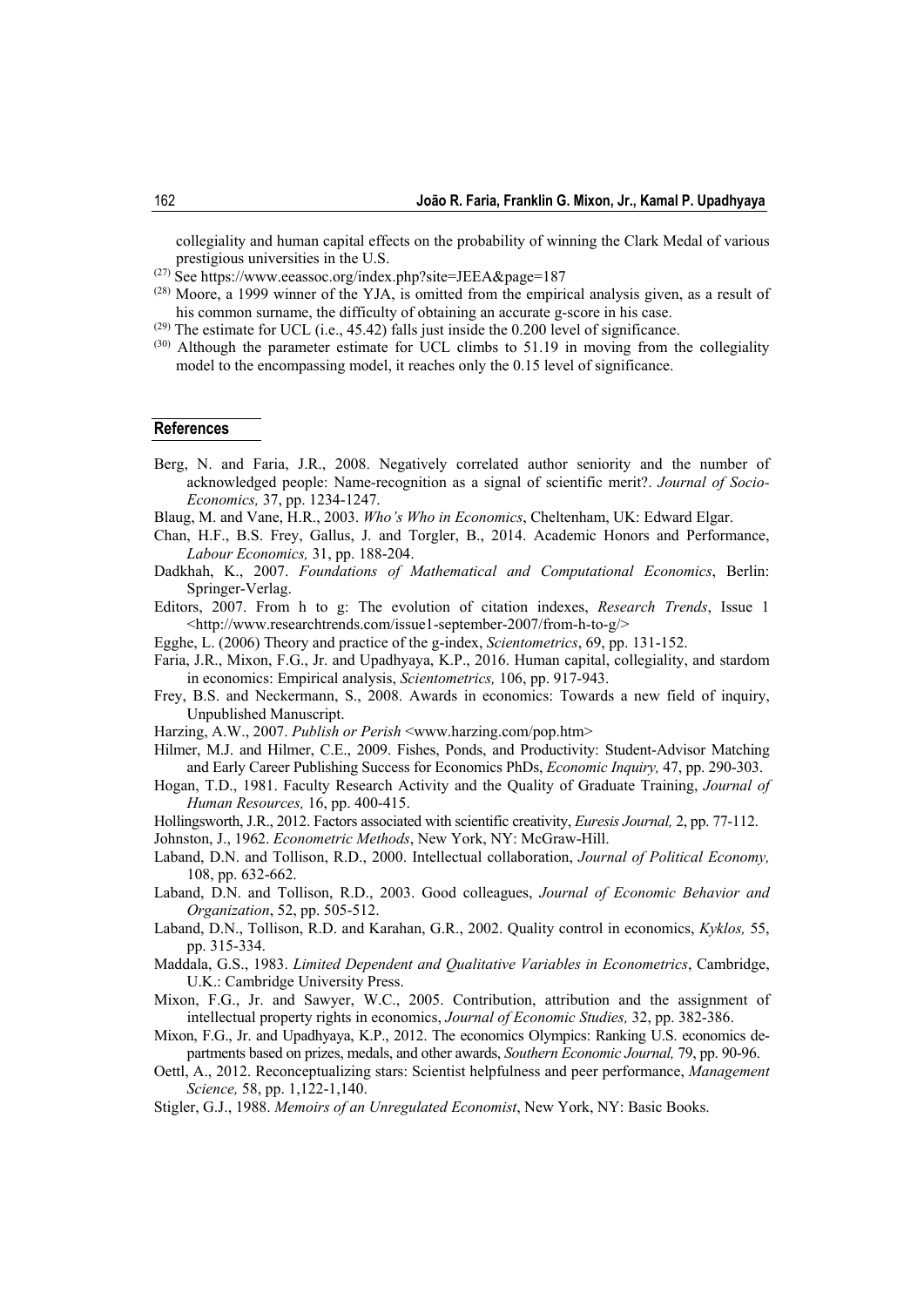collegiality and human capital effects on the probability of winning the Clark Medal of various prestigious universities in the U.S.

(27) See https://www.eeassoc.org/index.php?site=JEEA&page=187

(28) Moore, a 1999 winner of the YJA, is omitted from the empirical analysis given, as a result of his common surname, the difficulty of obtaining an accurate g-score in his case.

(29) The estimate for UCL (i.e., 45.42) falls just inside the 0.200 level of significance.

(30) Although the parameter estimate for UCL climbs to 51.19 in moving from the collegiality model to the encompassing model, it reaches only the 0.15 level of significance.

## References

Berg, N. and Faria, J.R., 2008. Negatively correlated author seniority and the number of acknowledged people: Name-recognition as a signal of scientific merit?. *Journal of Socio-Economics,* 37, pp. 1234-1247.

Blaug, M. and Vane, H.R., 2003. *Who's Who in Economics*, Cheltenham, UK: Edward Elgar.

Chan, H.F., B.S. Frey, Gallus, J. and Torgler, B., 2014. Academic Honors and Performance, *Labour Economics,* 31, pp. 188-204.

Dadkhah, K., 2007. *Foundations of Mathematical and Computational Economics*, Berlin: Springer-Verlag.

Editors, 2007. From h to g: The evolution of citation indexes, *Research Trends*, Issue 1 <http://www.researchtrends.com/issue1-september-2007/from-h-to-g/>

Egghe, L. (2006) Theory and practice of the g-index, *Scientometrics*, 69, pp. 131-152.

Faria, J.R., Mixon, F.G., Jr. and Upadhyaya, K.P., 2016. Human capital, collegiality, and stardom in economics: Empirical analysis, *Scientometrics,* 106, pp. 917-943.

Frey, B.S. and Neckermann, S., 2008. Awards in economics: Towards a new field of inquiry, Unpublished Manuscript.

Harzing, A.W., 2007. *Publish or Perish* <www.harzing.com/pop.htm>

Hilmer, M.J. and Hilmer, C.E., 2009. Fishes, Ponds, and Productivity: Student-Advisor Matching and Early Career Publishing Success for Economics PhDs, *Economic Inquiry,* 47, pp. 290-303.

Hogan, T.D., 1981. Faculty Research Activity and the Quality of Graduate Training, *Journal of Human Resources,* 16, pp. 400-415.

Hollingsworth, J.R., 2012. Factors associated with scientific creativity, *Euresis Journal,* 2, pp. 77-112.

Johnston, J., 1962. *Econometric Methods*, New York, NY: McGraw-Hill.

Laband, D.N. and Tollison, R.D., 2000. Intellectual collaboration, *Journal of Political Economy,* 108, pp. 632-662.

Laband, D.N. and Tollison, R.D., 2003. Good colleagues, *Journal of Economic Behavior and Organization*, 52, pp. 505-512.

Laband, D.N., Tollison, R.D. and Karahan, G.R., 2002. Quality control in economics, *Kyklos,* 55, pp. 315-334.

Maddala, G.S., 1983. *Limited Dependent and Qualitative Variables in Econometrics*, Cambridge, U.K.: Cambridge University Press.

Mixon, F.G., Jr. and Sawyer, W.C., 2005. Contribution, attribution and the assignment of intellectual property rights in economics, *Journal of Economic Studies,* 32, pp. 382-386.

Mixon, F.G., Jr. and Upadhyaya, K.P., 2012. The economics Olympics: Ranking U.S. economics departments based on prizes, medals, and other awards, *Southern Economic Journal,* 79, pp. 90-96.

Oettl, A., 2012. Reconceptualizing stars: Scientist helpfulness and peer performance, *Management Science,* 58, pp. 1,122-1,140.

Stigler, G.J., 1988. *Memoirs of an Unregulated Economist*, New York, NY: Basic Books.